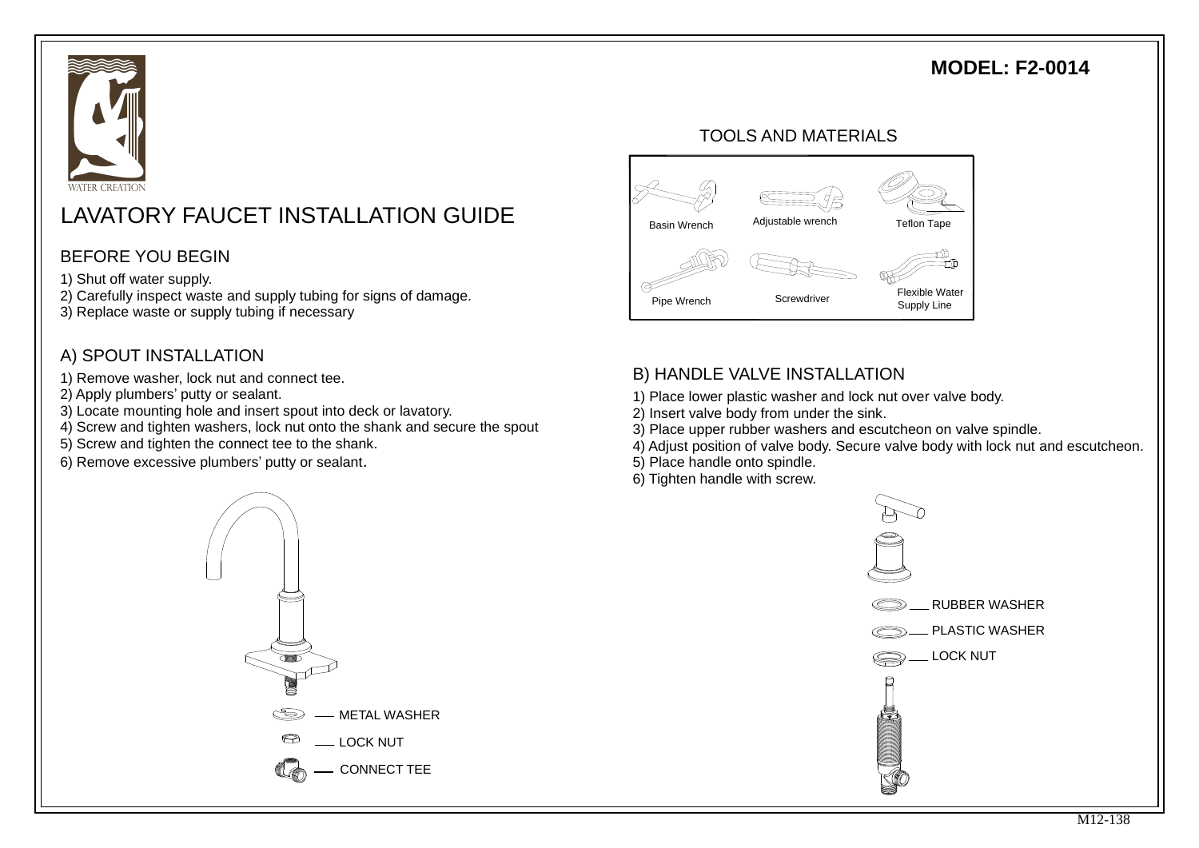WATER CREATION

**MODEL: F2-0014**

# LAVATORY FAUCET INSTALLATION GUIDE

## BEFORE YOU BEGIN

1) Shut off water supply.
2) Carefully inspect waste and supply tubing for signs of damage.
3) Replace waste or supply tubing if necessary

## TOOLS AND MATERIALS

Basin Wrench
Adjustable wrench
Teflon Tape
Pipe Wrench
Screwdriver
Flexible Water Supply Line

## A) SPOUT INSTALLATION

1) Remove washer, lock nut and connect tee.
2) Apply plumbers' putty or sealant.
3) Locate mounting hole and insert spout into deck or lavatory.
4) Screw and tighten washers, lock nut onto the shank and secure the spout
5) Screw and tighten the connect tee to the shank.
6) Remove excessive plumbers' putty or sealant.

METAL WASHER
LOCK NUT
CONNECT TEE

## B) HANDLE VALVE INSTALLATION

1) Place lower plastic washer and lock nut over valve body.
2) Insert valve body from under the sink.
3) Place upper rubber washers and escutcheon on valve spindle.
4) Adjust position of valve body. Secure valve body with lock nut and escutcheon.
5) Place handle onto spindle.
6) Tighten handle with screw.

RUBBER WASHER
PLASTIC WASHER
LOCK NUT

M12-138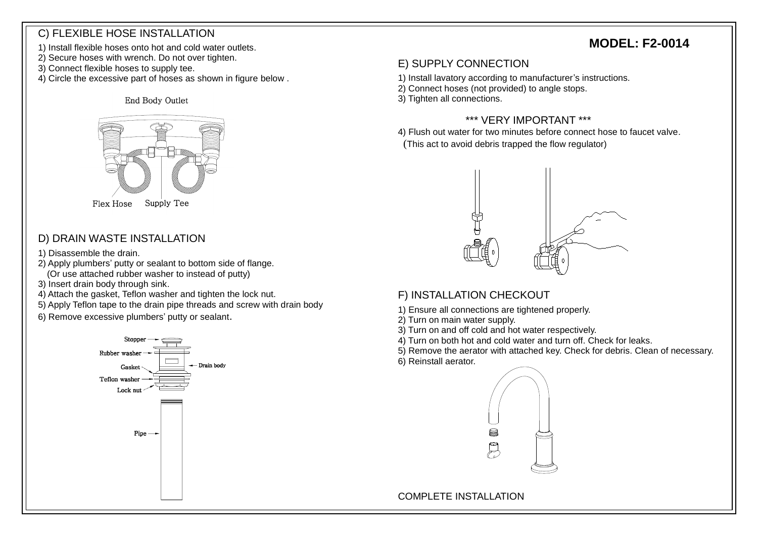**MODEL: F2-0014**

## C) FLEXIBLE HOSE INSTALLATION

1) Install flexible hoses onto hot and cold water outlets.
2) Secure hoses with wrench. Do not over tighten.
3) Connect flexible hoses to supply tee.
4) Circle the excessive part of hoses as shown in figure below .

End Body Outlet

Flex Hose

Supply Tee

## D) DRAIN WASTE INSTALLATION

1) Disassemble the drain.
2) Apply plumbers' putty or sealant to bottom side of flange.
   (Or use attached rubber washer to instead of putty)
3) Insert drain body through sink.
4) Attach the gasket, Teflon washer and tighten the lock nut.
5) Apply Teflon tape to the drain pipe threads and screw with drain body
6) Remove excessive plumbers' putty or sealant.

Stopper

Rubber washer

Gasket

Teflon washer

Lock nut

Drain body

Pipe

## E) SUPPLY CONNECTION

1) Install lavatory according to manufacturer's instructions.
2) Connect hoses (not provided) to angle stops.
3) Tighten all connections.

*** VERY IMPORTANT ***

4) Flush out water for two minutes before connect hose to faucet valve.
   (This act to avoid debris trapped the flow regulator)

## F) INSTALLATION CHECKOUT

1) Ensure all connections are tightened properly.
2) Turn on main water supply.
3) Turn on and off cold and hot water respectively.
4) Turn on both hot and cold water and turn off. Check for leaks.
5) Remove the aerator with attached key. Check for debris. Clean of necessary.
6) Reinstall aerator.

COMPLETE INSTALLATION